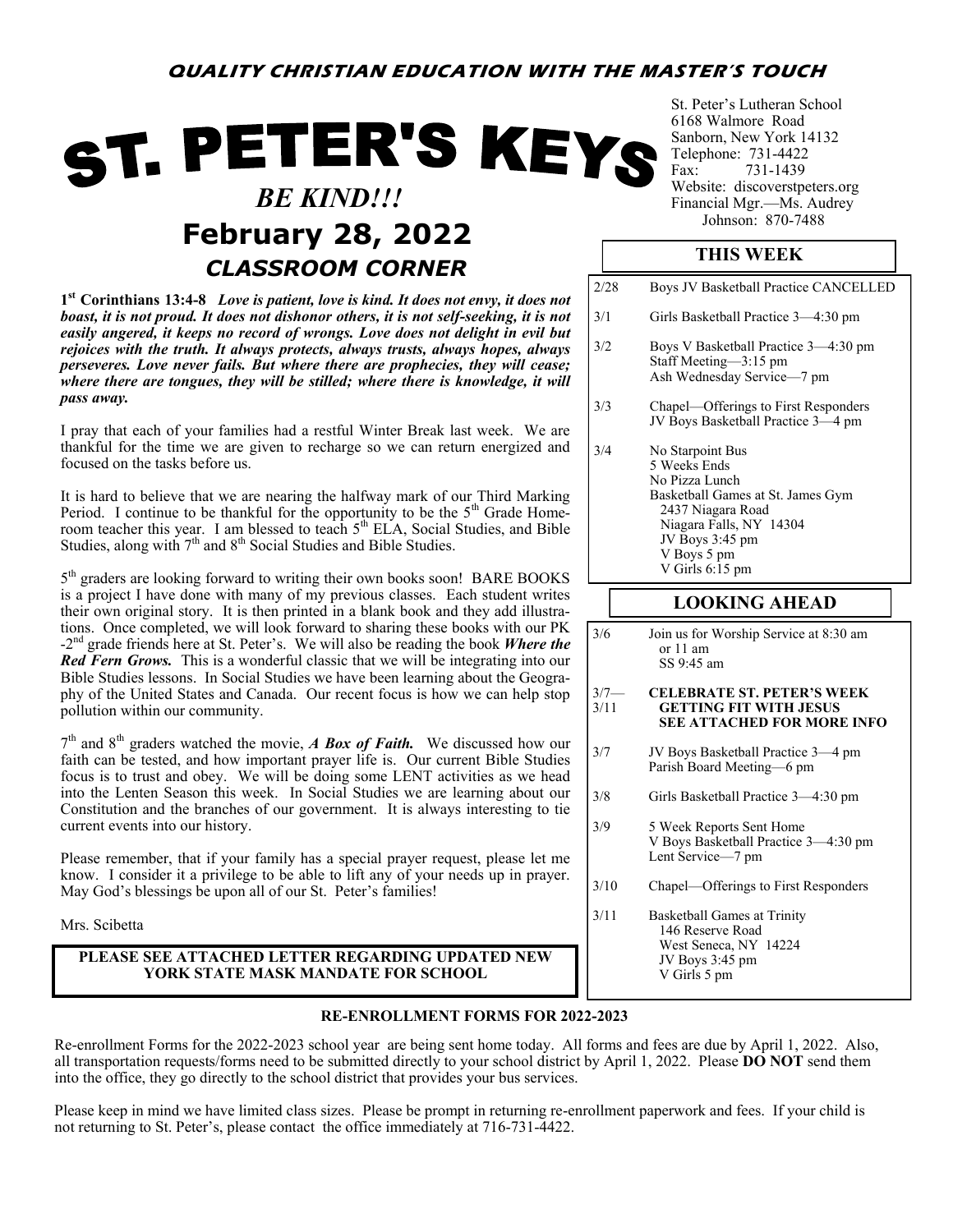**QUALITY CHRISTIAN EDUCATION WITH THE MASTER'S TOUCH**

# ST. PETER'S KEYS

***BE KIND!!!***

## February 28, 2022

### *CLASSROOM CORNER*

St. Peter's Lutheran School
6168 Walmore Road
Sanborn, New York 14132
Telephone: 731-4422
Fax: 731-1439
Website: discoverstpeters.org
Financial Mgr.—Ms. Audrey Johnson: 870-7488

**1st Corinthians 13:4-8** ***Love is patient, love is kind. It does not envy, it does not boast, it is not proud. It does not dishonor others, it is not self-seeking, it is not easily angered, it keeps no record of wrongs. Love does not delight in evil but rejoices with the truth. It always protects, always trusts, always hopes, always perseveres. Love never fails. But where there are prophecies, they will cease; where there are tongues, they will be stilled; where there is knowledge, it will pass away.***

I pray that each of your families had a restful Winter Break last week. We are thankful for the time we are given to recharge so we can return energized and focused on the tasks before us.

It is hard to believe that we are nearing the halfway mark of our Third Marking Period. I continue to be thankful for the opportunity to be the 5th Grade Homeroom teacher this year. I am blessed to teach 5th ELA, Social Studies, and Bible Studies, along with 7th and 8th Social Studies and Bible Studies.

5th graders are looking forward to writing their own books soon! BARE BOOKS is a project I have done with many of my previous classes. Each student writes their own original story. It is then printed in a blank book and they add illustrations. Once completed, we will look forward to sharing these books with our PK-2nd grade friends here at St. Peter's. We will also be reading the book ***Where the Red Fern Grows.*** This is a wonderful classic that we will be integrating into our Bible Studies lessons. In Social Studies we have been learning about the Geography of the United States and Canada. Our recent focus is how we can help stop pollution within our community.

7th and 8th graders watched the movie, ***A Box of Faith.*** We discussed how our faith can be tested, and how important prayer life is. Our current Bible Studies focus is to trust and obey. We will be doing some LENT activities as we head into the Lenten Season this week. In Social Studies we are learning about our Constitution and the branches of our government. It is always interesting to tie current events into our history.

Please remember, that if your family has a special prayer request, please let me know. I consider it a privilege to be able to lift any of your needs up in prayer. May God's blessings be upon all of our St. Peter's families!

Mrs. Scibetta

**PLEASE SEE ATTACHED LETTER REGARDING UPDATED NEW YORK STATE MASK MANDATE FOR SCHOOL**

### THIS WEEK

| Date | Event |
|---|---|
| 2/28 | Boys JV Basketball Practice CANCELLED |
| 3/1 | Girls Basketball Practice 3—4:30 pm |
| 3/2 | Boys V Basketball Practice 3—4:30 pm<br>Staff Meeting—3:15 pm<br>Ash Wednesday Service—7 pm |
| 3/3 | Chapel—Offerings to First Responders<br>JV Boys Basketball Practice 3—4 pm |
| 3/4 | No Starpoint Bus<br>5 Weeks Ends<br>No Pizza Lunch<br>Basketball Games at St. James Gym<br>2437 Niagara Road<br>Niagara Falls, NY 14304<br>JV Boys 3:45 pm<br>V Boys 5 pm<br>V Girls 6:15 pm |

### LOOKING AHEAD

| Date | Event |
|---|---|
| 3/6 | Join us for Worship Service at 8:30 am or 11 am<br>SS 9:45 am |
| 3/7—3/11 | **CELEBRATE ST. PETER'S WEEK**<br>**GETTING FIT WITH JESUS**<br>**SEE ATTACHED FOR MORE INFO** |
| 3/7 | JV Boys Basketball Practice 3—4 pm<br>Parish Board Meeting—6 pm |
| 3/8 | Girls Basketball Practice 3—4:30 pm |
| 3/9 | 5 Week Reports Sent Home<br>V Boys Basketball Practice 3—4:30 pm<br>Lent Service—7 pm |
| 3/10 | Chapel—Offerings to First Responders |
| 3/11 | Basketball Games at Trinity<br>146 Reserve Road<br>West Seneca, NY 14224<br>JV Boys 3:45 pm<br>V Girls 5 pm |

### RE-ENROLLMENT FORMS FOR 2022-2023

Re-enrollment Forms for the 2022-2023 school year are being sent home today. All forms and fees are due by April 1, 2022. Also, all transportation requests/forms need to be submitted directly to your school district by April 1, 2022. Please **DO NOT** send them into the office, they go directly to the school district that provides your bus services.

Please keep in mind we have limited class sizes. Please be prompt in returning re-enrollment paperwork and fees. If your child is not returning to St. Peter's, please contact the office immediately at 716-731-4422.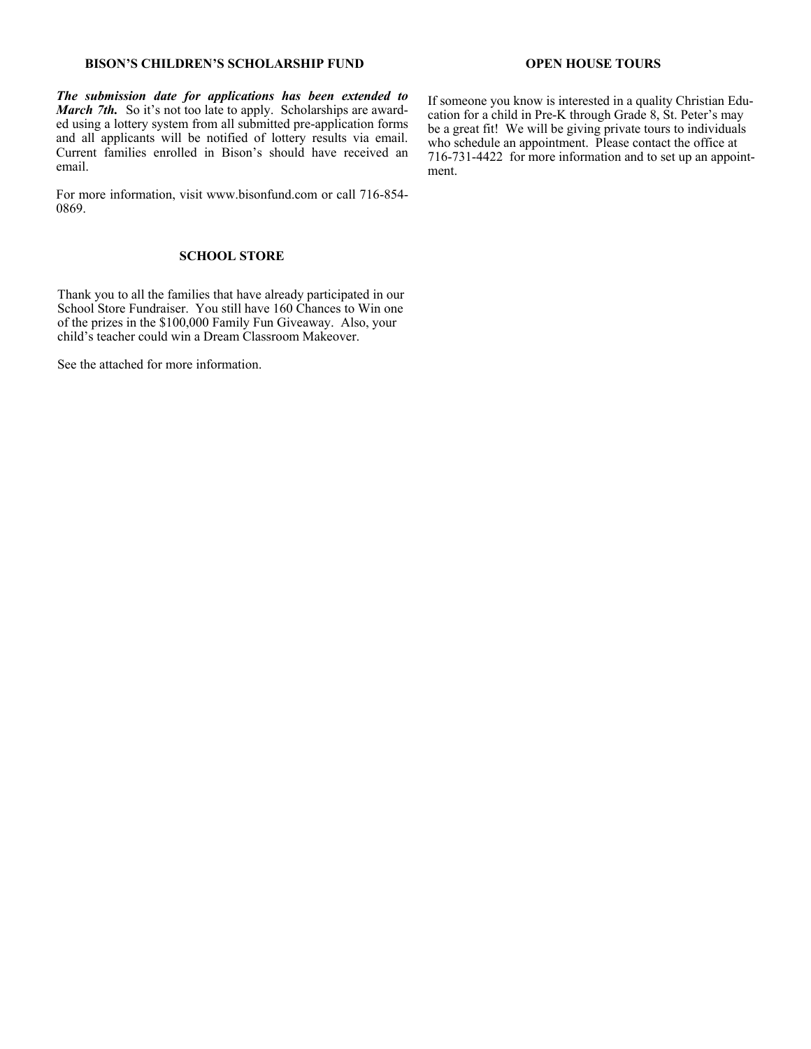## BISON'S CHILDREN'S SCHOLARSHIP FUND

***The submission date for applications has been extended to March 7th.*** So it's not too late to apply. Scholarships are awarded using a lottery system from all submitted pre-application forms and all applicants will be notified of lottery results via email. Current families enrolled in Bison's should have received an email.

For more information, visit www.bisonfund.com or call 716-854-0869.

## SCHOOL STORE

Thank you to all the families that have already participated in our School Store Fundraiser. You still have 160 Chances to Win one of the prizes in the $100,000 Family Fun Giveaway. Also, your child's teacher could win a Dream Classroom Makeover.

See the attached for more information.

## OPEN HOUSE TOURS

If someone you know is interested in a quality Christian Education for a child in Pre-K through Grade 8, St. Peter's may be a great fit! We will be giving private tours to individuals who schedule an appointment. Please contact the office at 716-731-4422 for more information and to set up an appointment.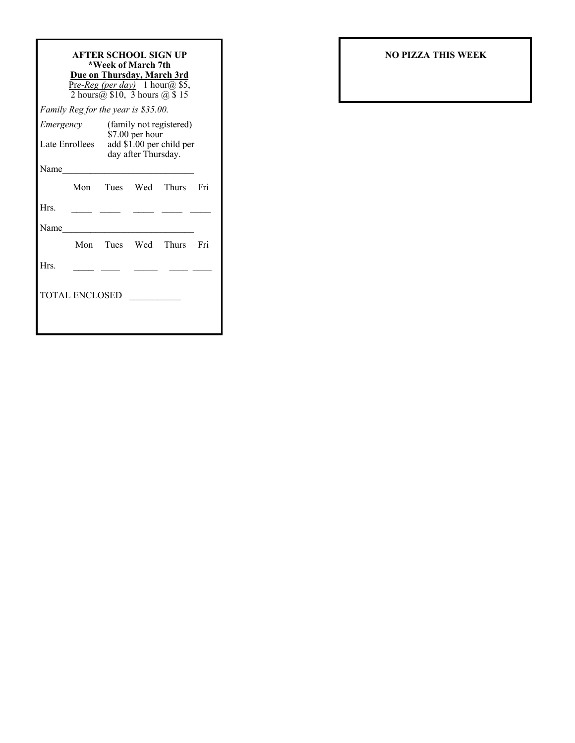**AFTER SCHOOL SIGN UP**
**\*Week of March 7th**
**Due on Thursday, March 3rd**

*Pre-Reg (per day)* 1 hour@ $5, 2 hours@ $10, 3 hours @ $ 15

*Family Reg for the year is $35.00.*

*Emergency* (family not registered) $7.00 per hour

Late Enrollees add $1.00 per child per day after Thursday.

Name____________________________

| | Mon | Tues | Wed | Thurs | Fri |
|---|---|---|---|---|---|
| Hrs. | ____ | ____ | ____ | ____ | ____ |

Name____________________________

| | Mon | Tues | Wed | Thurs | Fri |
|---|---|---|---|---|---|
| Hrs. | ____ | ____ | _____ | ____ | ____ |

TOTAL ENCLOSED ___________

**NO PIZZA THIS WEEK**